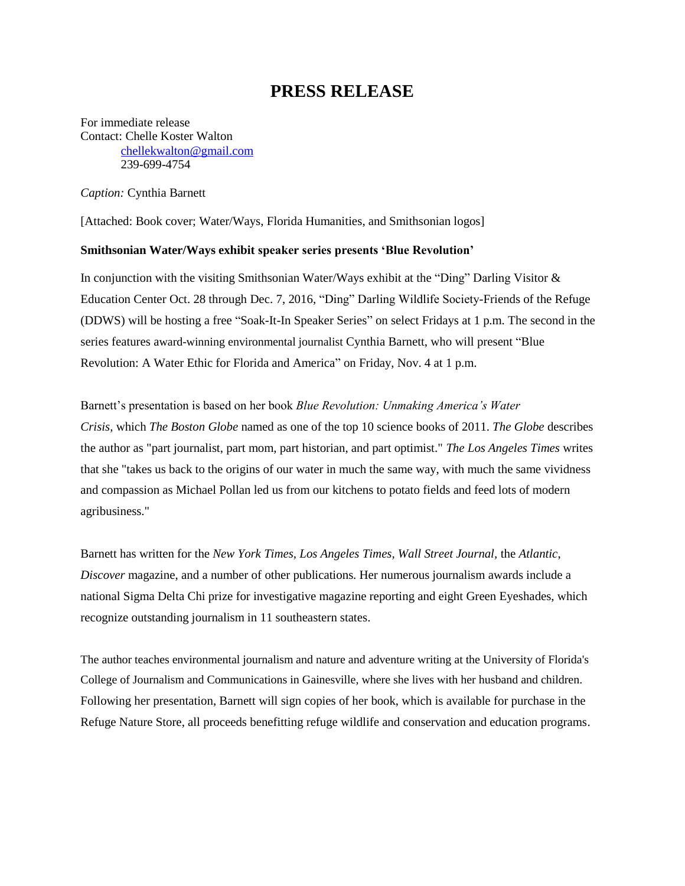# PRESS RELEASE

For immediate release
Contact: Chelle Koster Walton
chellekwalton@gmail.com
239-699-4754

*Caption:* Cynthia Barnett

[Attached: Book cover; Water/Ways, Florida Humanities, and Smithsonian logos]

**Smithsonian Water/Ways exhibit speaker series presents 'Blue Revolution'**

In conjunction with the visiting Smithsonian Water/Ways exhibit at the "Ding" Darling Visitor & Education Center Oct. 28 through Dec. 7, 2016, "Ding" Darling Wildlife Society-Friends of the Refuge (DDWS) will be hosting a free "Soak-It-In Speaker Series" on select Fridays at 1 p.m. The second in the series features award-winning environmental journalist Cynthia Barnett, who will present "Blue Revolution: A Water Ethic for Florida and America" on Friday, Nov. 4 at 1 p.m.

Barnett's presentation is based on her book *Blue Revolution: Unmaking America's Water Crisis,* which *The Boston Globe* named as one of the top 10 science books of 2011. *The Globe* describes the author as "part journalist, part mom, part historian, and part optimist." *The Los Angeles Times* writes that she "takes us back to the origins of our water in much the same way, with much the same vividness and compassion as Michael Pollan led us from our kitchens to potato fields and feed lots of modern agribusiness."

Barnett has written for the *New York Times, Los Angeles Times, Wall Street Journal,* the *Atlantic*, *Discover* magazine, and a number of other publications. Her numerous journalism awards include a national Sigma Delta Chi prize for investigative magazine reporting and eight Green Eyeshades, which recognize outstanding journalism in 11 southeastern states.

The author teaches environmental journalism and nature and adventure writing at the University of Florida's College of Journalism and Communications in Gainesville, where she lives with her husband and children. Following her presentation, Barnett will sign copies of her book, which is available for purchase in the Refuge Nature Store, all proceeds benefitting refuge wildlife and conservation and education programs.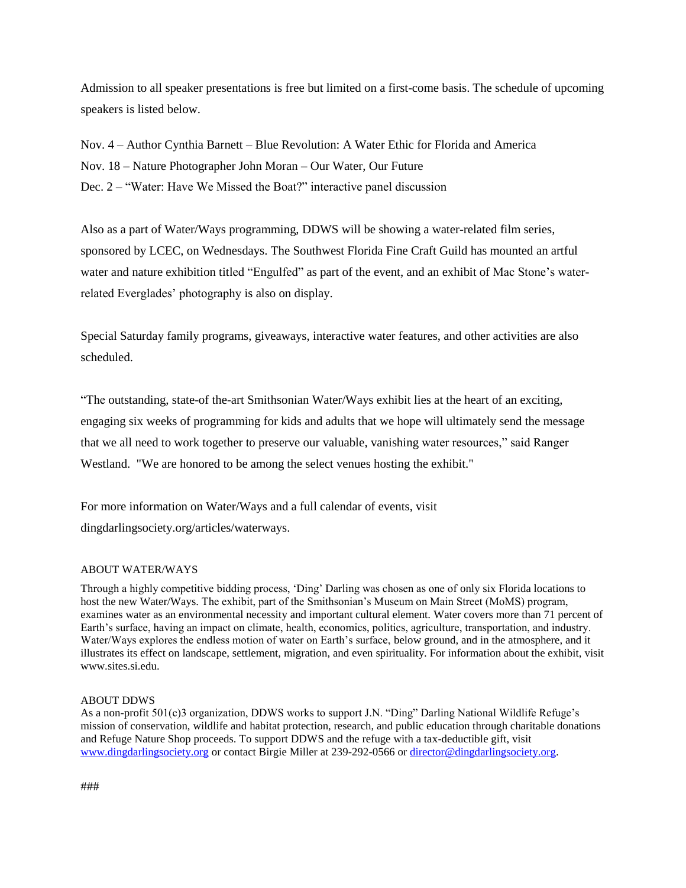Admission to all speaker presentations is free but limited on a first-come basis. The schedule of upcoming speakers is listed below.

Nov. 4 – Author Cynthia Barnett – Blue Revolution: A Water Ethic for Florida and America
Nov. 18 – Nature Photographer John Moran – Our Water, Our Future
Dec. 2 – "Water: Have We Missed the Boat?" interactive panel discussion

Also as a part of Water/Ways programming, DDWS will be showing a water-related film series, sponsored by LCEC, on Wednesdays. The Southwest Florida Fine Craft Guild has mounted an artful water and nature exhibition titled "Engulfed" as part of the event, and an exhibit of Mac Stone's water-related Everglades' photography is also on display.

Special Saturday family programs, giveaways, interactive water features, and other activities are also scheduled.

"The outstanding, state-of the-art Smithsonian Water/Ways exhibit lies at the heart of an exciting, engaging six weeks of programming for kids and adults that we hope will ultimately send the message that we all need to work together to preserve our valuable, vanishing water resources," said Ranger Westland. "We are honored to be among the select venues hosting the exhibit."

For more information on Water/Ways and a full calendar of events, visit dingdarlingsociety.org/articles/waterways.

ABOUT WATER/WAYS

Through a highly competitive bidding process, 'Ding' Darling was chosen as one of only six Florida locations to host the new Water/Ways. The exhibit, part of the Smithsonian's Museum on Main Street (MoMS) program, examines water as an environmental necessity and important cultural element. Water covers more than 71 percent of Earth's surface, having an impact on climate, health, economics, politics, agriculture, transportation, and industry. Water/Ways explores the endless motion of water on Earth's surface, below ground, and in the atmosphere, and it illustrates its effect on landscape, settlement, migration, and even spirituality. For information about the exhibit, visit www.sites.si.edu.

ABOUT DDWS

As a non-profit 501(c)3 organization, DDWS works to support J.N. "Ding" Darling National Wildlife Refuge's mission of conservation, wildlife and habitat protection, research, and public education through charitable donations and Refuge Nature Shop proceeds. To support DDWS and the refuge with a tax-deductible gift, visit www.dingdarlingsociety.org or contact Birgie Miller at 239-292-0566 or director@dingdarlingsociety.org.

###